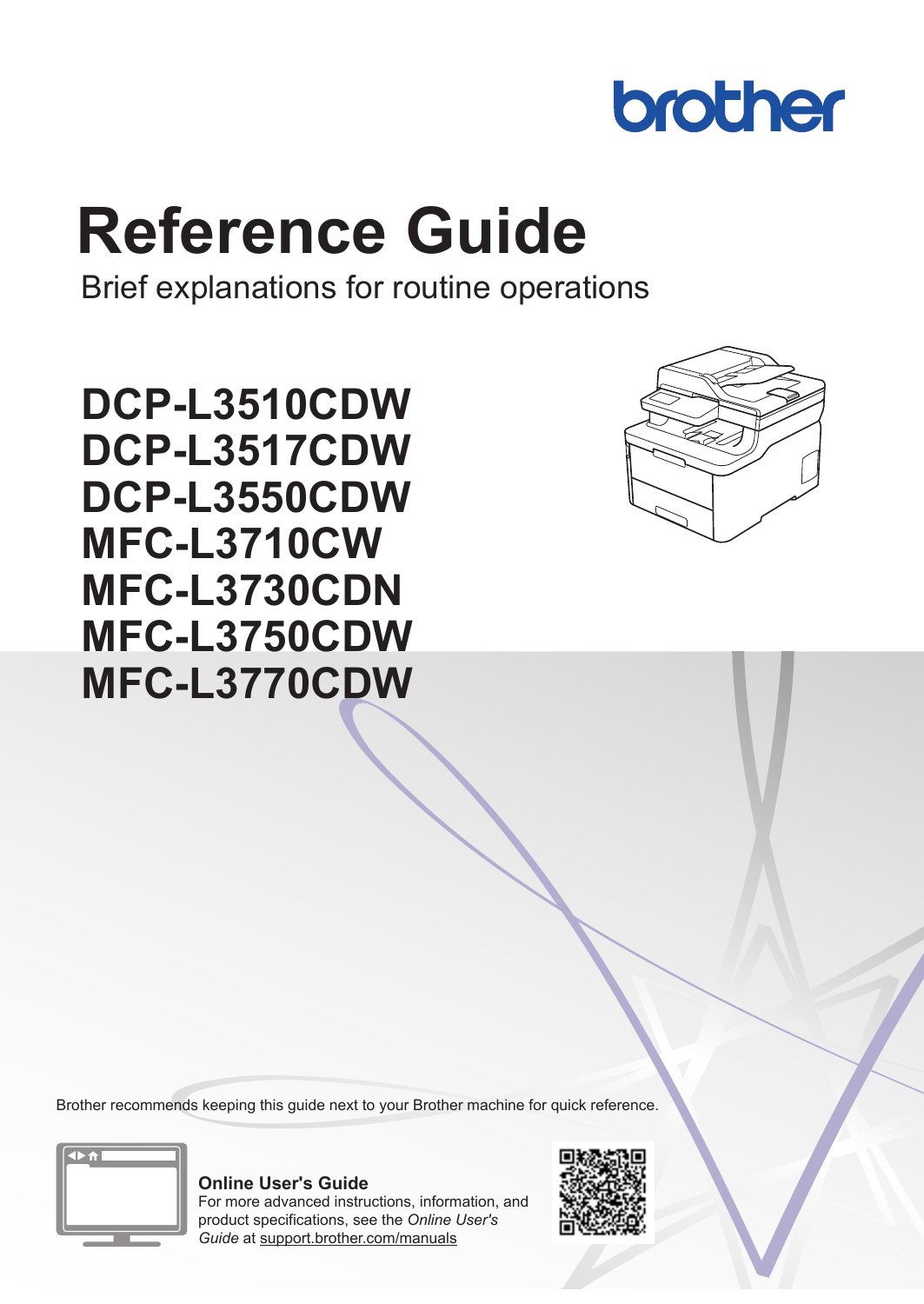brother

# Reference Guide

Brief explanations for routine operations

## DCP-L3510CDW
## DCP-L3517CDW
## DCP-L3550CDW
## MFC-L3710CW
## MFC-L3730CDN
## MFC-L3750CDW
## MFC-L3770CDW

Brother recommends keeping this guide next to your Brother machine for quick reference.

**Online User's Guide**
For more advanced instructions, information, and product specifications, see the *Online User's Guide* at support.brother.com/manuals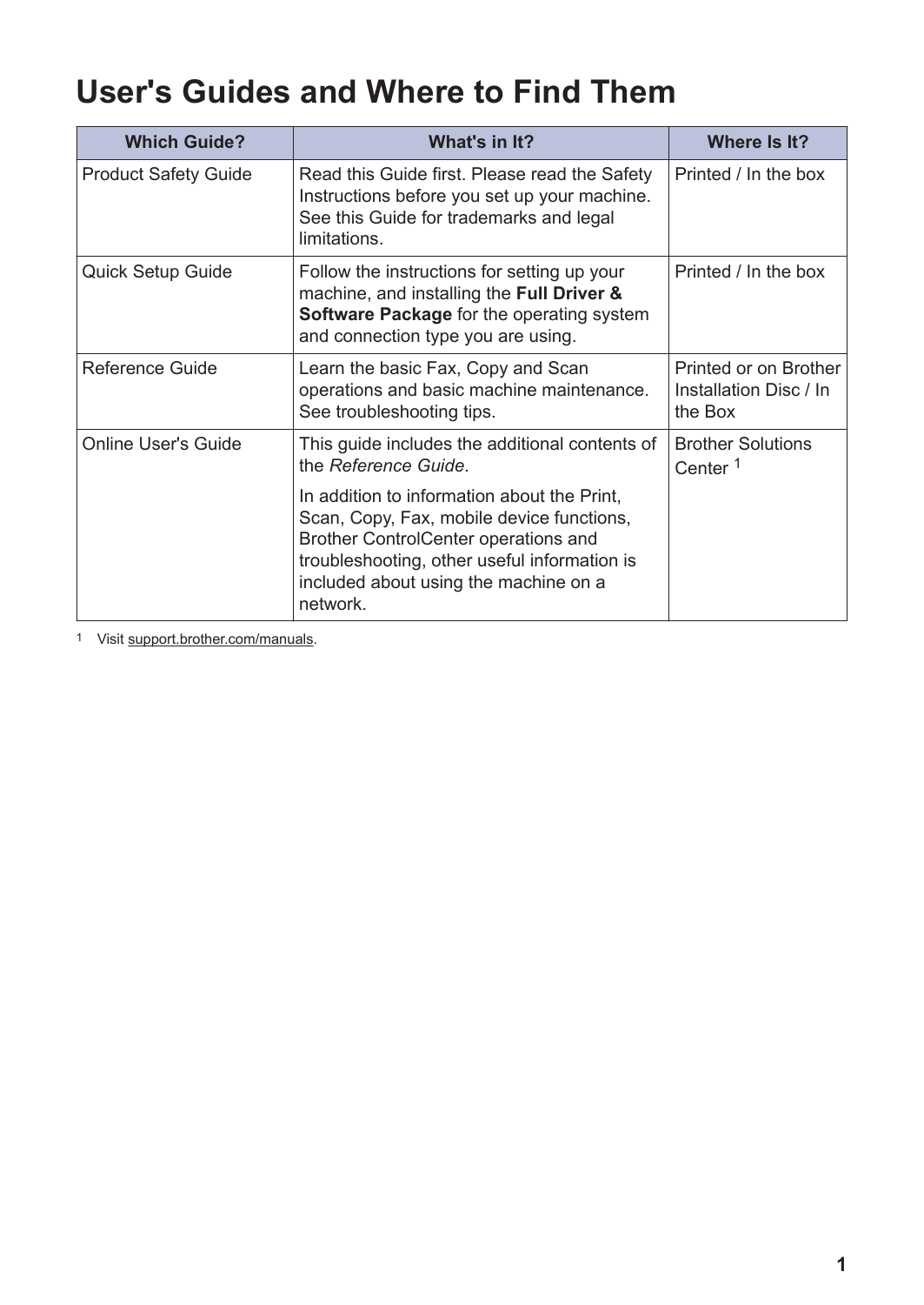# User's Guides and Where to Find Them

| Which Guide? | What's in It? | Where Is It? |
| --- | --- | --- |
| Product Safety Guide | Read this Guide first. Please read the Safety Instructions before you set up your machine. See this Guide for trademarks and legal limitations. | Printed / In the box |
| Quick Setup Guide | Follow the instructions for setting up your machine, and installing the **Full Driver & Software Package** for the operating system and connection type you are using. | Printed / In the box |
| Reference Guide | Learn the basic Fax, Copy and Scan operations and basic machine maintenance. See troubleshooting tips. | Printed or on Brother Installation Disc / In the Box |
| Online User's Guide | This guide includes the additional contents of the *Reference Guide*. In addition to information about the Print, Scan, Copy, Fax, mobile device functions, Brother ControlCenter operations and troubleshooting, other useful information is included about using the machine on a network. | Brother Solutions Center [1] |

1 Visit support.brother.com/manuals.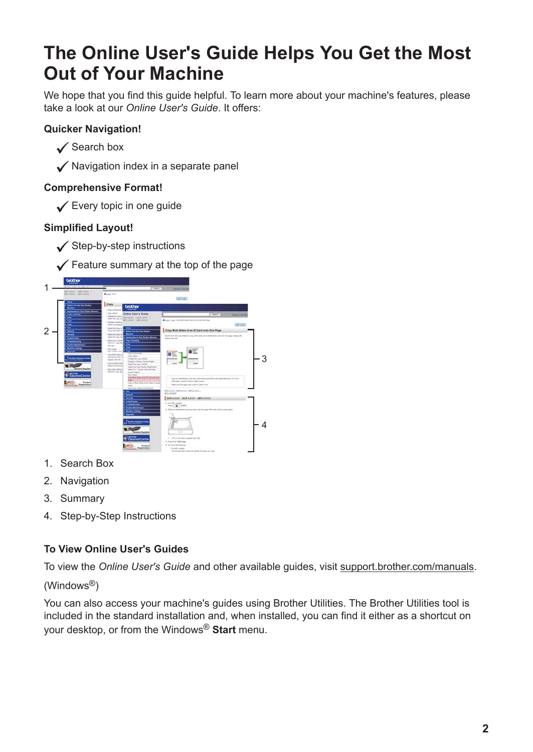# The Online User's Guide Helps You Get the Most Out of Your Machine

We hope that you find this guide helpful. To learn more about your machine's features, please take a look at our *Online User's Guide*. It offers:

**Quicker Navigation!**

- ✓ Search box
- ✓ Navigation index in a separate panel

**Comprehensive Format!**

- ✓ Every topic in one guide

**Simplified Layout!**

- ✓ Step-by-step instructions
- ✓ Feature summary at the top of the page

1. Search Box
2. Navigation
3. Summary
4. Step-by-Step Instructions

**To View Online User's Guides**

To view the *Online User's Guide* and other available guides, visit support.brother.com/manuals.

(Windows®)

You can also access your machine's guides using Brother Utilities. The Brother Utilities tool is included in the standard installation and, when installed, you can find it either as a shortcut on your desktop, or from the Windows® **Start** menu.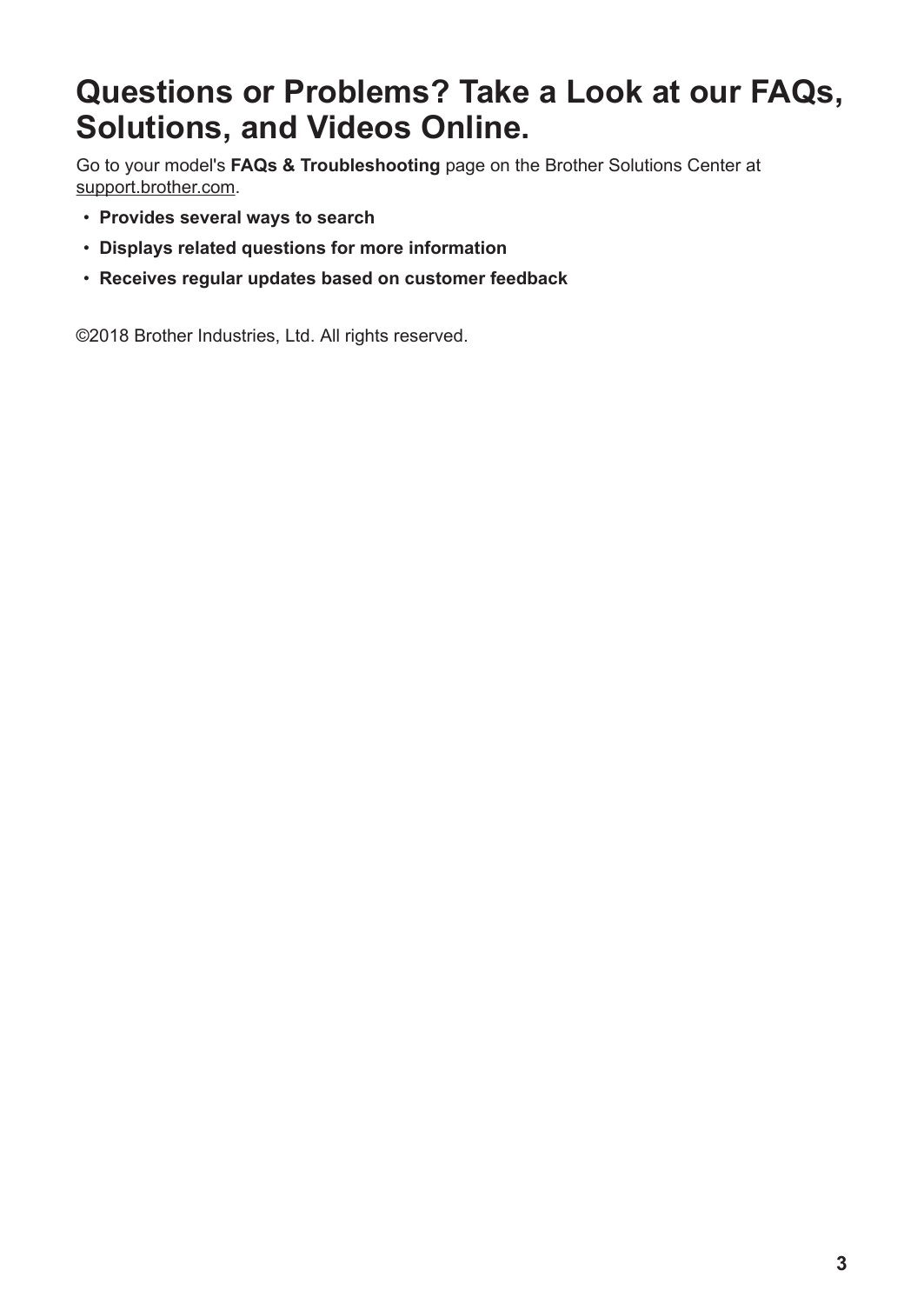# Questions or Problems? Take a Look at our FAQs, Solutions, and Videos Online.

Go to your model's **FAQs & Troubleshooting** page on the Brother Solutions Center at support.brother.com.

- **Provides several ways to search**
- **Displays related questions for more information**
- **Receives regular updates based on customer feedback**

©2018 Brother Industries, Ltd. All rights reserved.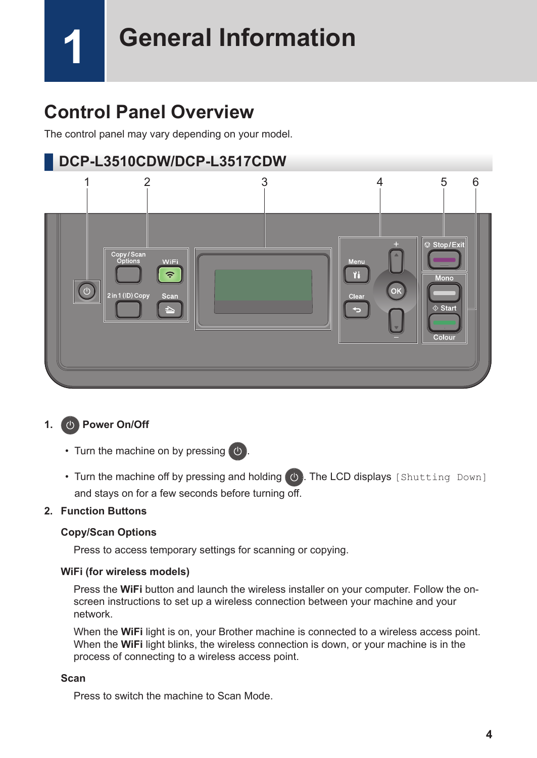# 1 General Information

## Control Panel Overview

The control panel may vary depending on your model.

### DCP-L3510CDW/DCP-L3517CDW

1 2 3 4 5 6

Copy / Scan Options
WiFi
2 in 1 (ID) Copy
Scan
Menu
Clear
OK
Stop / Exit
Mono
Start
Colour

1. **Power On/Off**

- Turn the machine on by pressing ⏻.
- Turn the machine off by pressing and holding ⏻. The LCD displays `[Shutting Down]` and stays on for a few seconds before turning off.

2. **Function Buttons**

**Copy/Scan Options**

Press to access temporary settings for scanning or copying.

**WiFi (for wireless models)**

Press the **WiFi** button and launch the wireless installer on your computer. Follow the on-screen instructions to set up a wireless connection between your machine and your network.

When the **WiFi** light is on, your Brother machine is connected to a wireless access point. When the **WiFi** light blinks, the wireless connection is down, or your machine is in the process of connecting to a wireless access point.

**Scan**

Press to switch the machine to Scan Mode.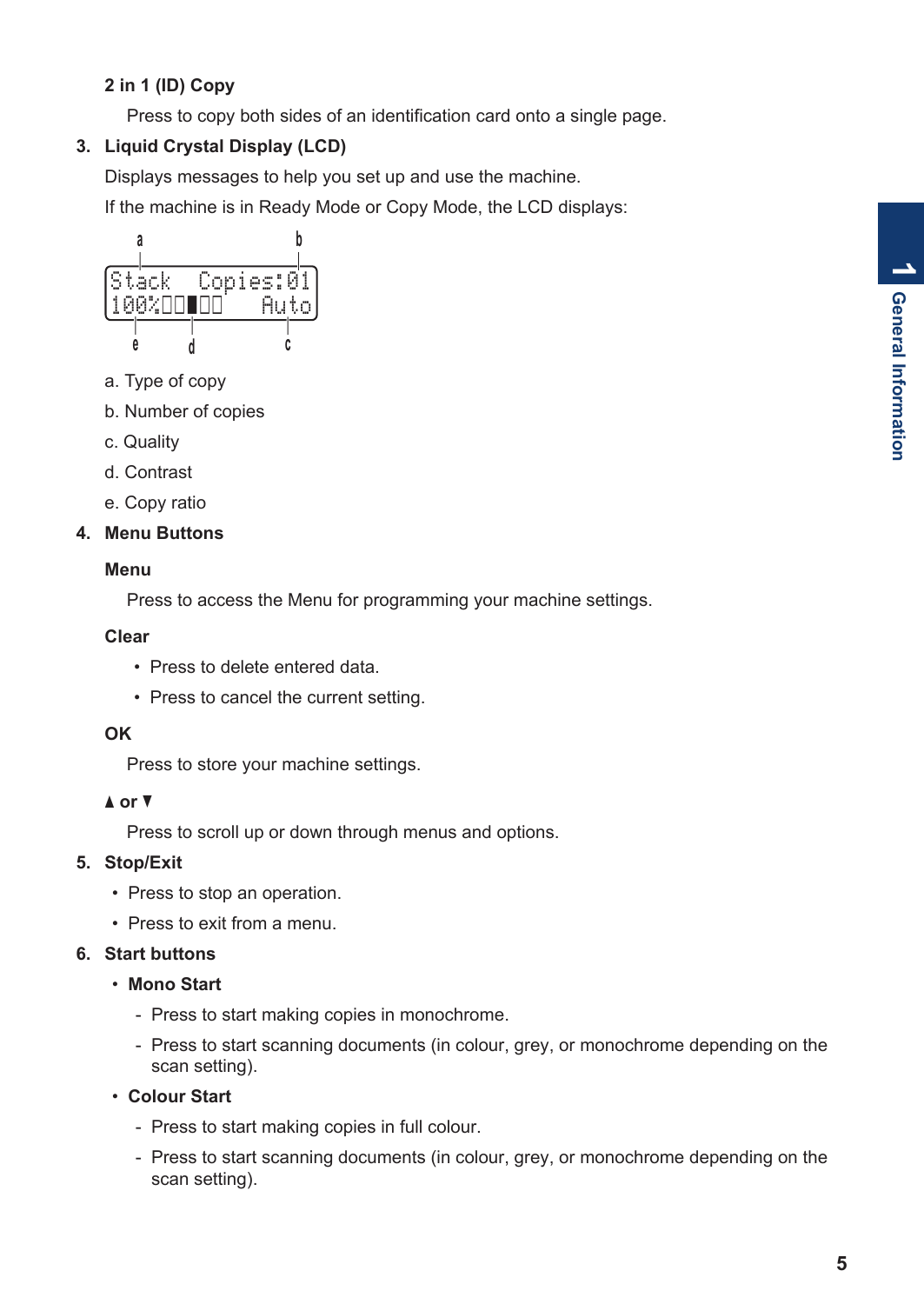**2 in 1 (ID) Copy**

Press to copy both sides of an identification card onto a single page.

3. **Liquid Crystal Display (LCD)**

   Displays messages to help you set up and use the machine.

   If the machine is in Ready Mode or Copy Mode, the LCD displays:

```
 a              b
Stack   Copies:01
100%□□■□□   Auto
 e    d        c
```

   a. Type of copy

   b. Number of copies

   c. Quality

   d. Contrast

   e. Copy ratio

4. **Menu Buttons**

   **Menu**

   Press to access the Menu for programming your machine settings.

   **Clear**

   - Press to delete entered data.
   - Press to cancel the current setting.

   **OK**

   Press to store your machine settings.

   **▲ or ▼**

   Press to scroll up or down through menus and options.

5. **Stop/Exit**

   - Press to stop an operation.
   - Press to exit from a menu.

6. **Start buttons**

   - **Mono Start**
     - Press to start making copies in monochrome.
     - Press to start scanning documents (in colour, grey, or monochrome depending on the scan setting).
   - **Colour Start**
     - Press to start making copies in full colour.
     - Press to start scanning documents (in colour, grey, or monochrome depending on the scan setting).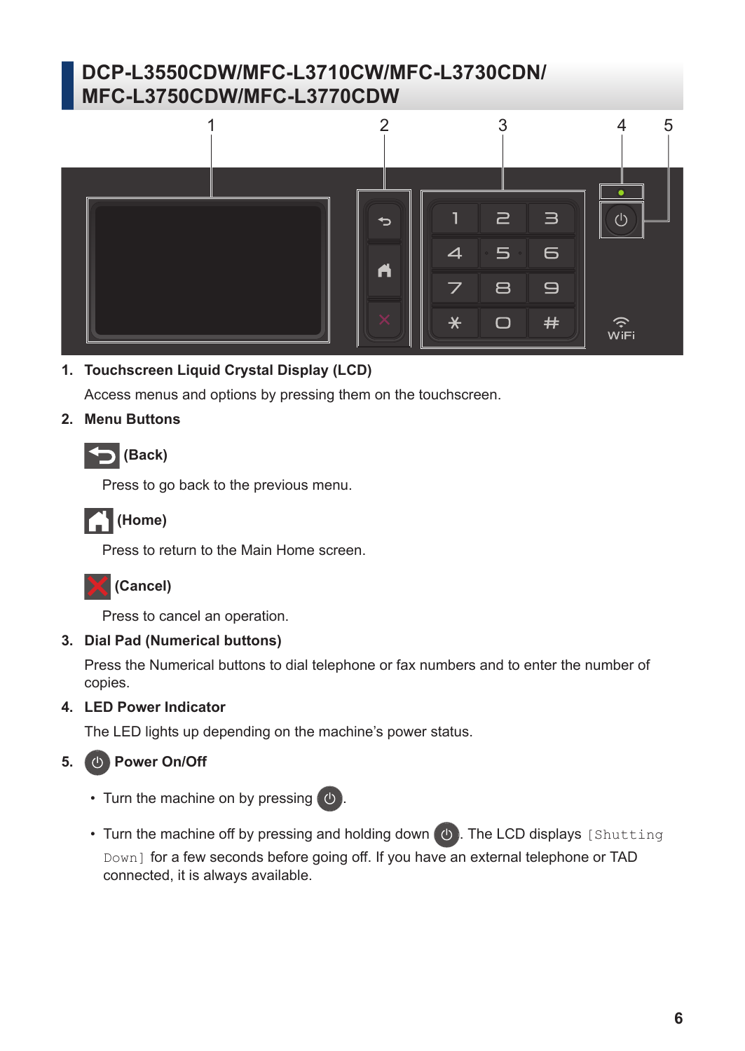## DCP-L3550CDW/MFC-L3710CW/MFC-L3730CDN/ MFC-L3750CDW/MFC-L3770CDW

1 2 3 4 5

1. **Touchscreen Liquid Crystal Display (LCD)**

   Access menus and options by pressing them on the touchscreen.

2. **Menu Buttons**

   **(Back)**

   Press to go back to the previous menu.

   **(Home)**

   Press to return to the Main Home screen.

   **(Cancel)**

   Press to cancel an operation.

3. **Dial Pad (Numerical buttons)**

   Press the Numerical buttons to dial telephone or fax numbers and to enter the number of copies.

4. **LED Power Indicator**

   The LED lights up depending on the machine's power status.

5. **Power On/Off**

   - Turn the machine on by pressing .
   - Turn the machine off by pressing and holding down . The LCD displays [Shutting Down] for a few seconds before going off. If you have an external telephone or TAD connected, it is always available.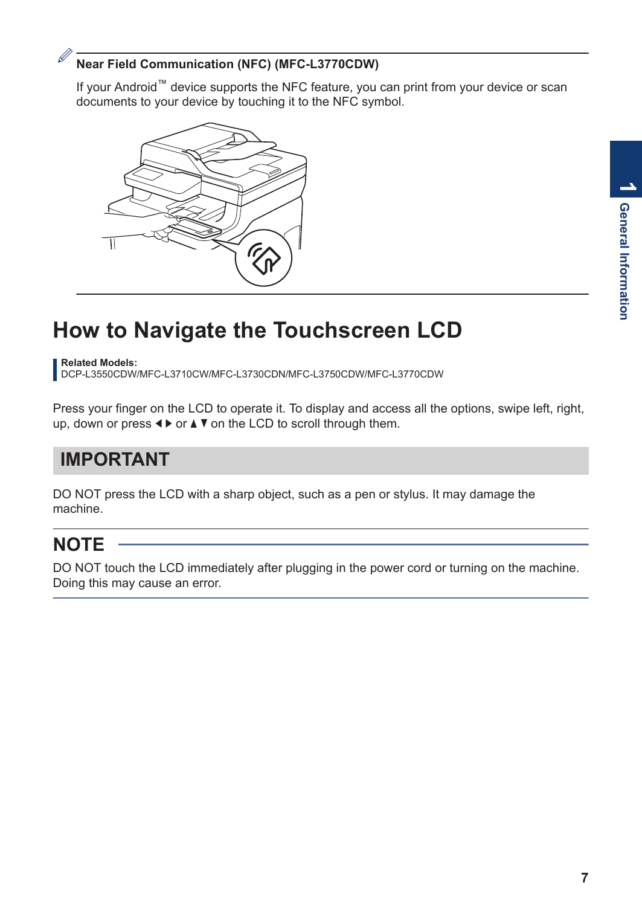**Near Field Communication (NFC) (MFC-L3770CDW)**

If your Android™ device supports the NFC feature, you can print from your device or scan documents to your device by touching it to the NFC symbol.

## How to Navigate the Touchscreen LCD

**Related Models:**
DCP-L3550CDW/MFC-L3710CW/MFC-L3730CDN/MFC-L3750CDW/MFC-L3770CDW

Press your finger on the LCD to operate it. To display and access all the options, swipe left, right, up, down or press ◄ ► or ▲ ▼ on the LCD to scroll through them.

### IMPORTANT

DO NOT press the LCD with a sharp object, such as a pen or stylus. It may damage the machine.

### NOTE

DO NOT touch the LCD immediately after plugging in the power cord or turning on the machine. Doing this may cause an error.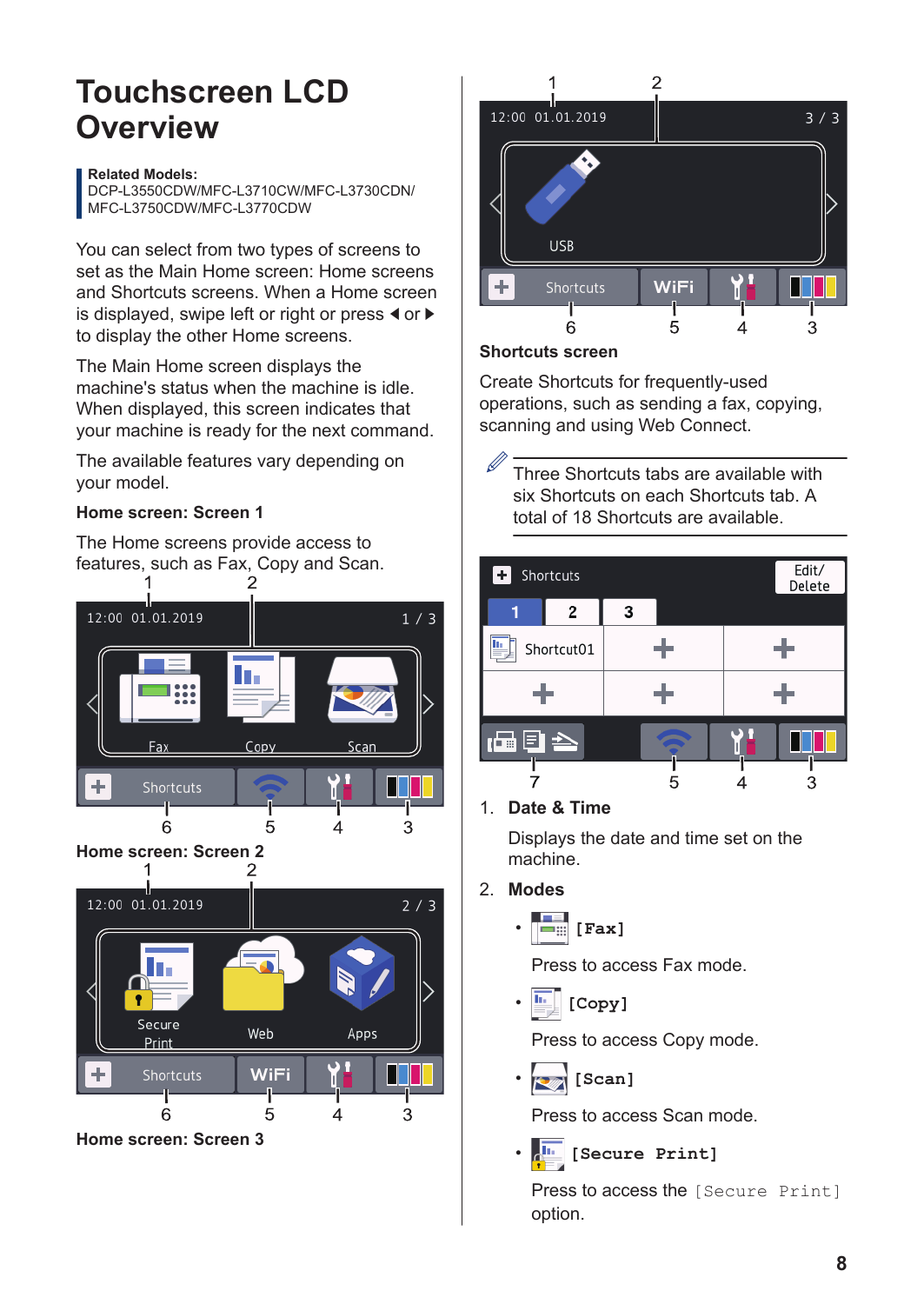# Touchscreen LCD Overview

**Related Models:**
DCP-L3550CDW/MFC-L3710CW/MFC-L3730CDN/MFC-L3750CDW/MFC-L3770CDW

You can select from two types of screens to set as the Main Home screen: Home screens and Shortcuts screens. When a Home screen is displayed, swipe left or right or press ◀ or ▶ to display the other Home screens.

The Main Home screen displays the machine's status when the machine is idle. When displayed, this screen indicates that your machine is ready for the next command.

The available features vary depending on your model.

**Home screen: Screen 1**

The Home screens provide access to features, such as Fax, Copy and Scan.

**Home screen: Screen 2**

**Home screen: Screen 3**

**Shortcuts screen**

Create Shortcuts for frequently-used operations, such as sending a fax, copying, scanning and using Web Connect.

Three Shortcuts tabs are available with six Shortcuts on each Shortcuts tab. A total of 18 Shortcuts are available.

1. **Date & Time**

   Displays the date and time set on the machine.

2. **Modes**

   - [Fax]

     Press to access Fax mode.

   - [Copy]

     Press to access Copy mode.

   - [Scan]

     Press to access Scan mode.

   - [Secure Print]

     Press to access the [Secure Print] option.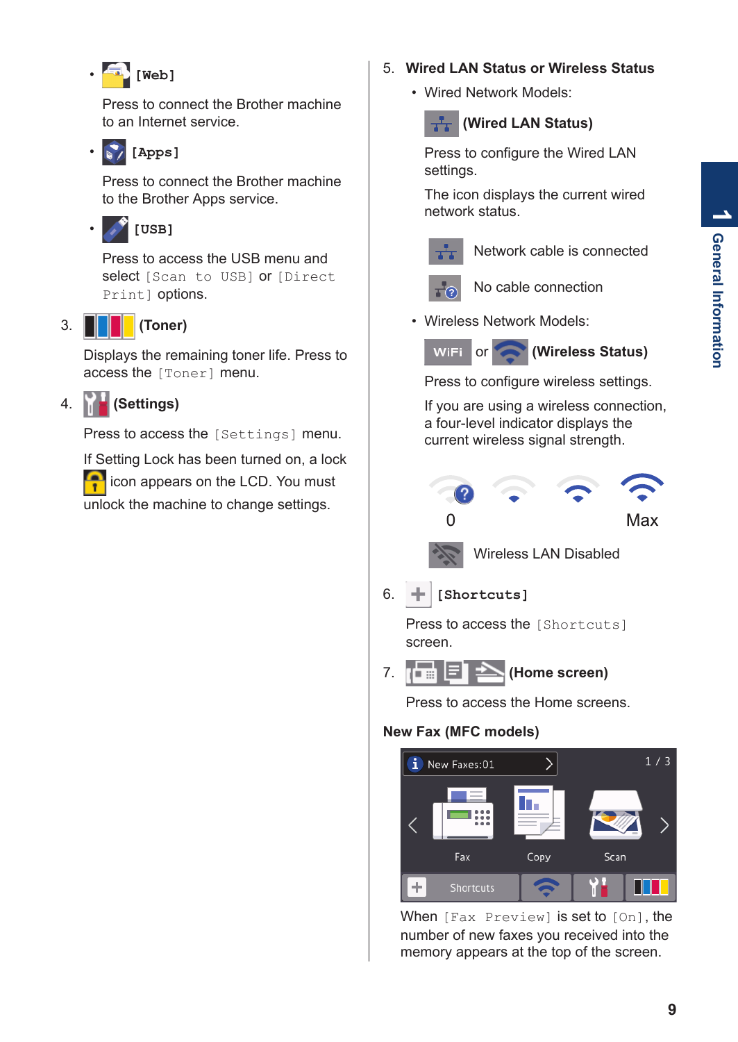- [Web]

  Press to connect the Brother machine to an Internet service.

- [Apps]

  Press to connect the Brother machine to the Brother Apps service.

- [USB]

  Press to access the USB menu and select [Scan to USB] or [Direct Print] options.

3. **(Toner)**

   Displays the remaining toner life. Press to access the [Toner] menu.

4. **(Settings)**

   Press to access the [Settings] menu.

   If Setting Lock has been turned on, a lock icon appears on the LCD. You must unlock the machine to change settings.

5. **Wired LAN Status or Wireless Status**

   - Wired Network Models:

     **(Wired LAN Status)**

     Press to configure the Wired LAN settings.

     The icon displays the current wired network status.

     Network cable is connected

     No cable connection

   - Wireless Network Models:

     WiFi or **(Wireless Status)**

     Press to configure wireless settings.

     If you are using a wireless connection, a four-level indicator displays the current wireless signal strength.

     0 Max

     Wireless LAN Disabled

6. **[Shortcuts]**

   Press to access the [Shortcuts] screen.

7. **(Home screen)**

   Press to access the Home screens.

**New Fax (MFC models)**

New Faxes:01 1 / 3

Fax Copy Scan

Shortcuts

When [Fax Preview] is set to [On], the number of new faxes you received into the memory appears at the top of the screen.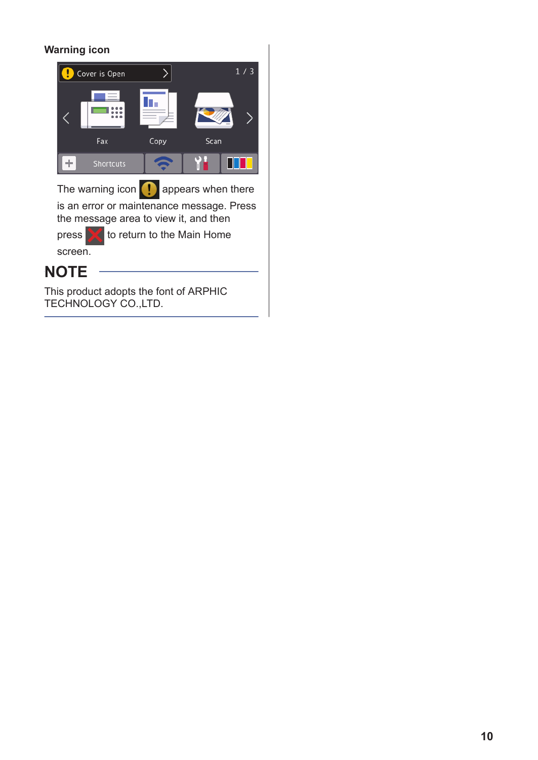**Warning icon**

The warning icon appears when there is an error or maintenance message. Press the message area to view it, and then press to return to the Main Home screen.

## NOTE

This product adopts the font of ARPHIC TECHNOLOGY CO.,LTD.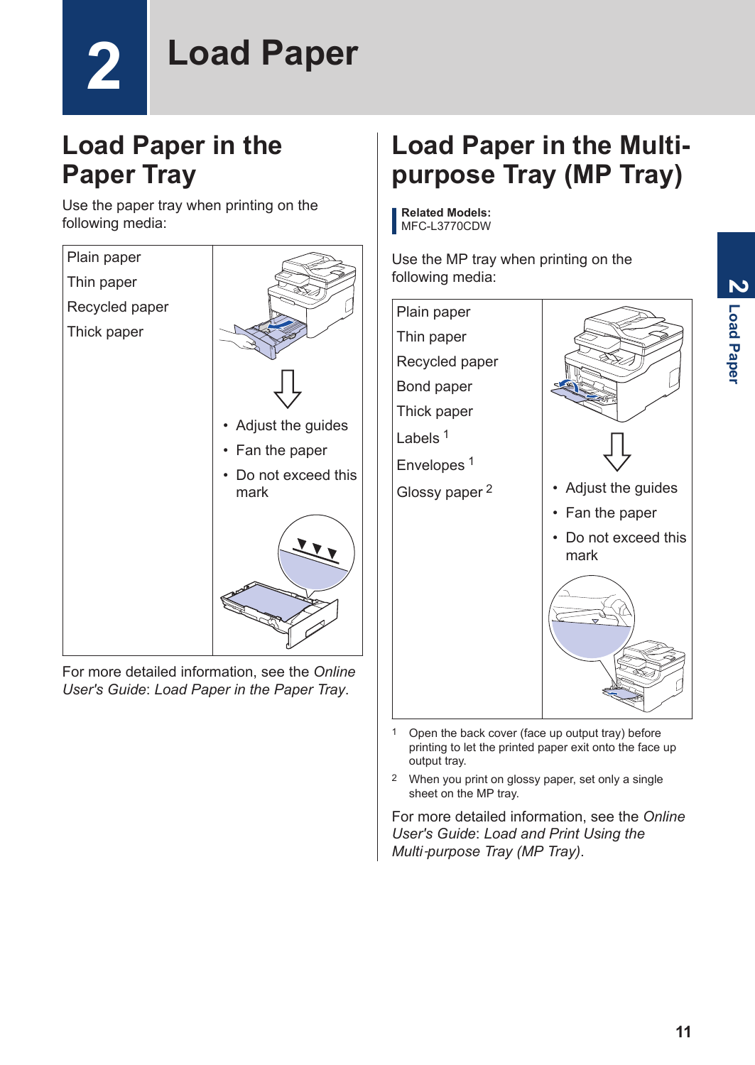# 2 Load Paper

## Load Paper in the Paper Tray

Use the paper tray when printing on the following media:

| | |
|---|---|
| Plain paper<br>Thin paper<br>Recycled paper<br>Thick paper | • Adjust the guides<br>• Fan the paper<br>• Do not exceed this mark |

For more detailed information, see the *Online User's Guide*: *Load Paper in the Paper Tray*.

## Load Paper in the Multi-purpose Tray (MP Tray)

**Related Models:**
MFC-L3770CDW

Use the MP tray when printing on the following media:

| | |
|---|---|
| Plain paper<br>Thin paper<br>Recycled paper<br>Bond paper<br>Thick paper<br>Labels [1]<br>Envelopes [1]<br>Glossy paper [2] | • Adjust the guides<br>• Fan the paper<br>• Do not exceed this mark |

1 Open the back cover (face up output tray) before printing to let the printed paper exit onto the face up output tray.

2 When you print on glossy paper, set only a single sheet on the MP tray.

For more detailed information, see the *Online User's Guide*: *Load and Print Using the Multi-purpose Tray (MP Tray)*.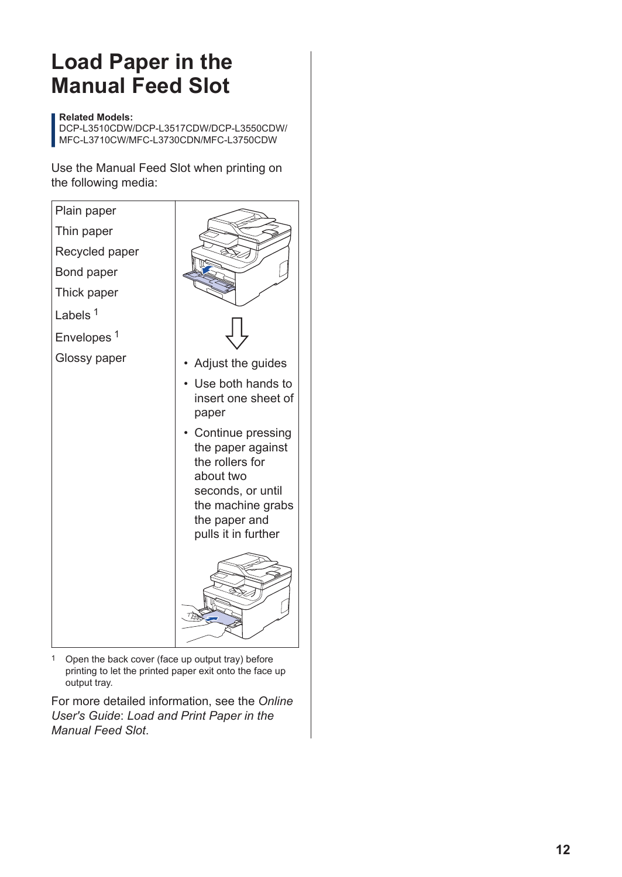# Load Paper in the Manual Feed Slot

**Related Models:**
DCP-L3510CDW/DCP-L3517CDW/DCP-L3550CDW/MFC-L3710CW/MFC-L3730CDN/MFC-L3750CDW

Use the Manual Feed Slot when printing on the following media:

| | |
|---|---|
| Plain paper<br>Thin paper<br>Recycled paper<br>Bond paper<br>Thick paper<br>Labels [1]<br>Envelopes [1]<br>Glossy paper | • Adjust the guides<br>• Use both hands to insert one sheet of paper<br>• Continue pressing the paper against the rollers for about two seconds, or until the machine grabs the paper and pulls it in further |

1 Open the back cover (face up output tray) before printing to let the printed paper exit onto the face up output tray.

For more detailed information, see the *Online User's Guide*: *Load and Print Paper in the Manual Feed Slot*.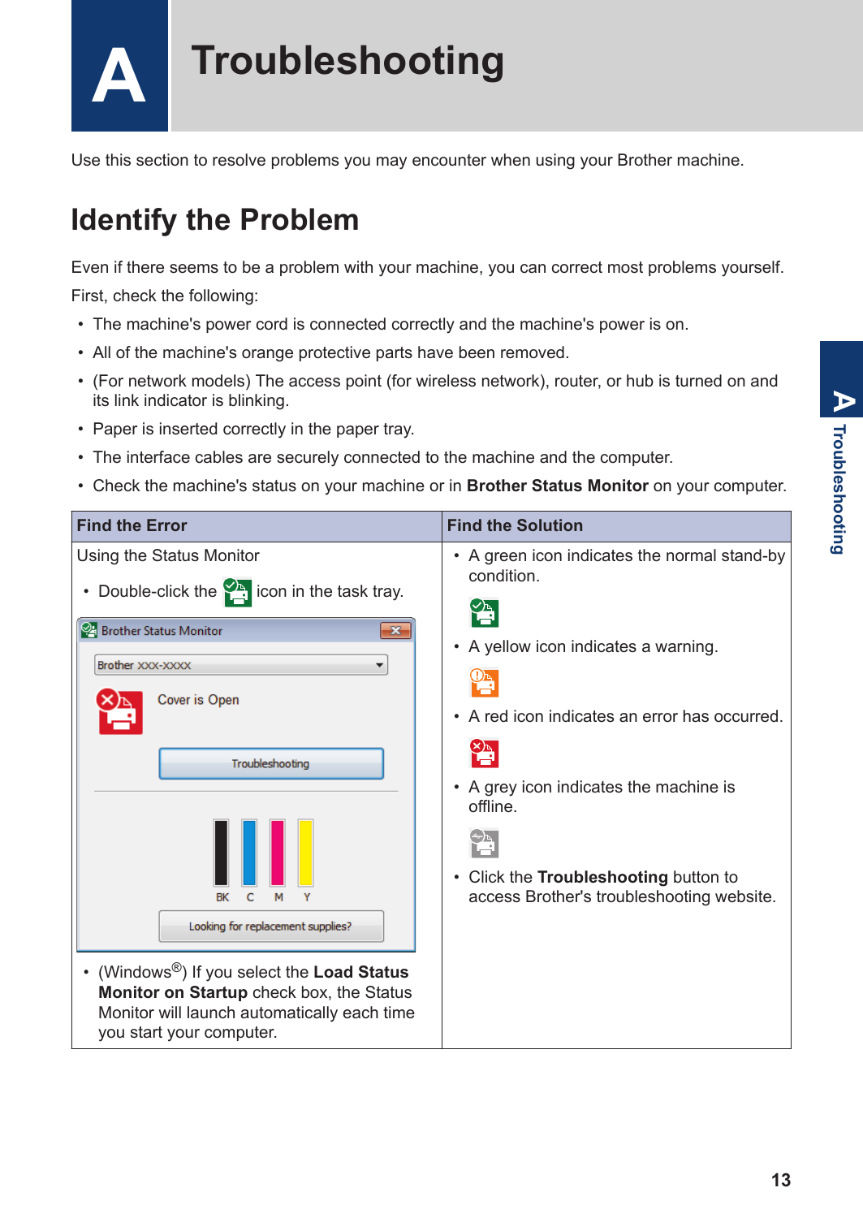# A Troubleshooting

Use this section to resolve problems you may encounter when using your Brother machine.

## Identify the Problem

Even if there seems to be a problem with your machine, you can correct most problems yourself.

First, check the following:

- The machine's power cord is connected correctly and the machine's power is on.
- All of the machine's orange protective parts have been removed.
- (For network models) The access point (for wireless network), router, or hub is turned on and its link indicator is blinking.
- Paper is inserted correctly in the paper tray.
- The interface cables are securely connected to the machine and the computer.
- Check the machine's status on your machine or in **Brother Status Monitor** on your computer.

| Find the Error | Find the Solution |
|---|---|
| Using the Status Monitor<br>• Double-click the icon in the task tray.<br>Brother Status Monitor<br>Brother XXX-XXXX<br>Cover is Open<br>Troubleshooting<br>BK C M Y<br>Looking for replacement supplies?<br>• (Windows®) If you select the **Load Status Monitor on Startup** check box, the Status Monitor will launch automatically each time you start your computer. | • A green icon indicates the normal stand-by condition.<br>• A yellow icon indicates a warning.<br>• A red icon indicates an error has occurred.<br>• A grey icon indicates the machine is offline.<br>• Click the **Troubleshooting** button to access Brother's troubleshooting website. |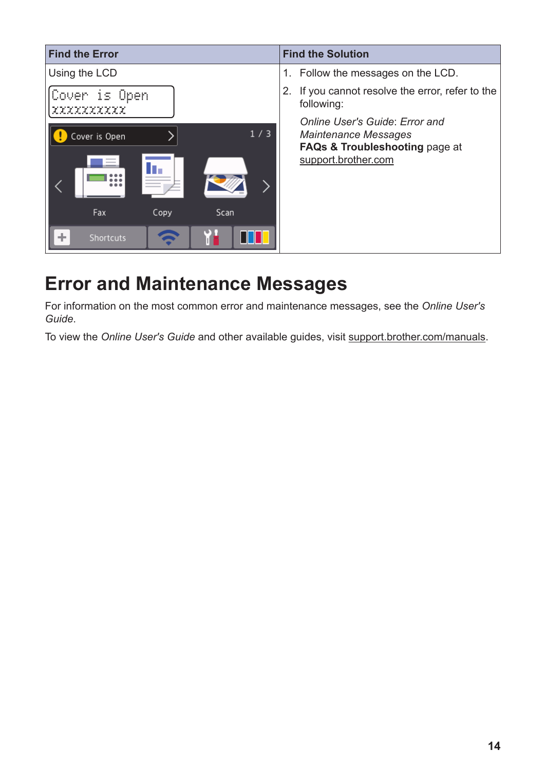| Find the Error | Find the Solution |
| --- | --- |
| Using the LCD<br>Cover is Open<br>XXXXXXXXXX | 1. Follow the messages on the LCD.<br>2. If you cannot resolve the error, refer to the following:<br>*Online User's Guide*: *Error and Maintenance Messages*<br>**FAQs & Troubleshooting** page at support.brother.com |

# Error and Maintenance Messages

For information on the most common error and maintenance messages, see the *Online User's Guide*.

To view the *Online User's Guide* and other available guides, visit support.brother.com/manuals.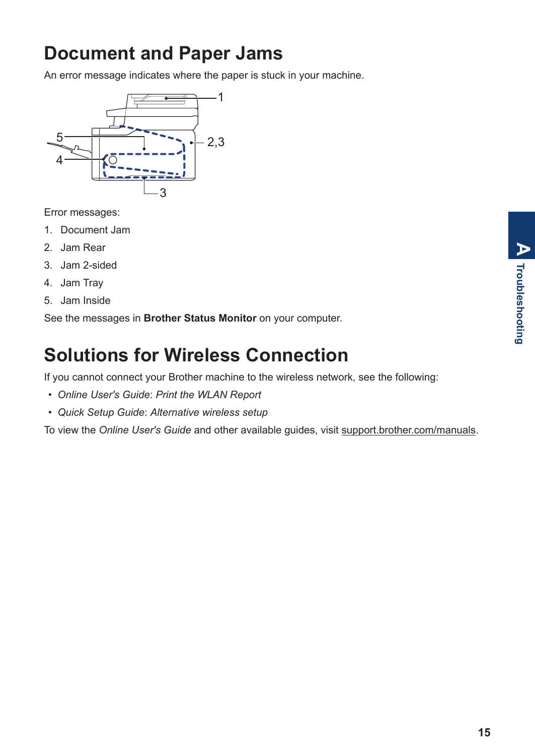# Document and Paper Jams

An error message indicates where the paper is stuck in your machine.

1

2,3

5

4

3

Error messages:

1. Document Jam
2. Jam Rear
3. Jam 2-sided
4. Jam Tray
5. Jam Inside

See the messages in **Brother Status Monitor** on your computer.

# Solutions for Wireless Connection

If you cannot connect your Brother machine to the wireless network, see the following:

- *Online User's Guide*: *Print the WLAN Report*
- *Quick Setup Guide*: *Alternative wireless setup*

To view the *Online User's Guide* and other available guides, visit support.brother.com/manuals.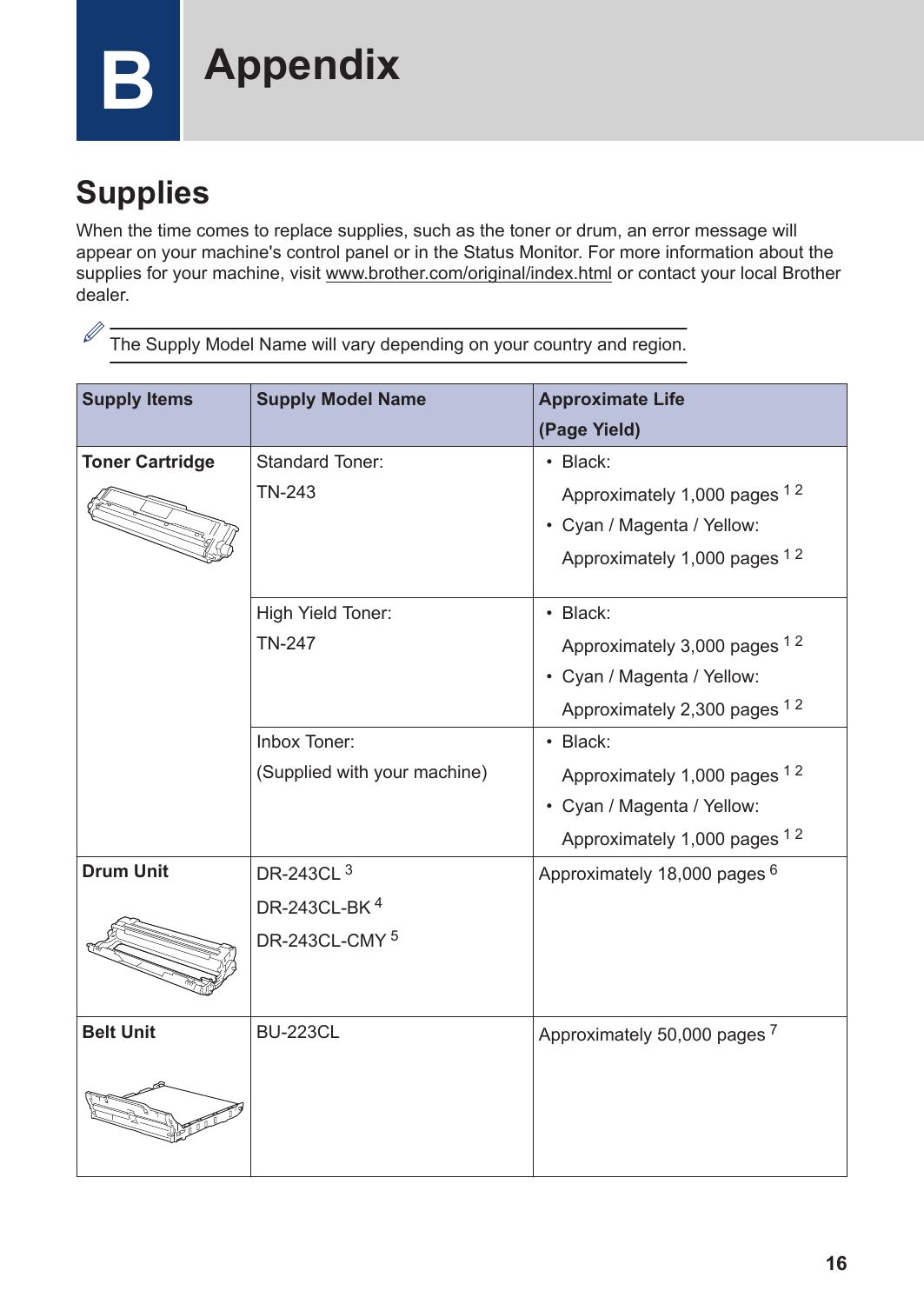# B Appendix

## Supplies

When the time comes to replace supplies, such as the toner or drum, an error message will appear on your machine's control panel or in the Status Monitor. For more information about the supplies for your machine, visit www.brother.com/original/index.html or contact your local Brother dealer.

The Supply Model Name will vary depending on your country and region.

| Supply Items | Supply Model Name | Approximate Life (Page Yield) |
|---|---|---|
| **Toner Cartridge** | Standard Toner: TN-243 | • Black: Approximately 1,000 pages [1] [2] • Cyan / Magenta / Yellow: Approximately 1,000 pages [1] [2] |
| | High Yield Toner: TN-247 | • Black: Approximately 3,000 pages [1] [2] • Cyan / Magenta / Yellow: Approximately 2,300 pages [1] [2] |
| | Inbox Toner: (Supplied with your machine) | • Black: Approximately 1,000 pages [1] [2] • Cyan / Magenta / Yellow: Approximately 1,000 pages [1] [2] |
| **Drum Unit** | DR-243CL [3] DR-243CL-BK [4] DR-243CL-CMY [5] | Approximately 18,000 pages [6] |
| **Belt Unit** | BU-223CL | Approximately 50,000 pages [7] |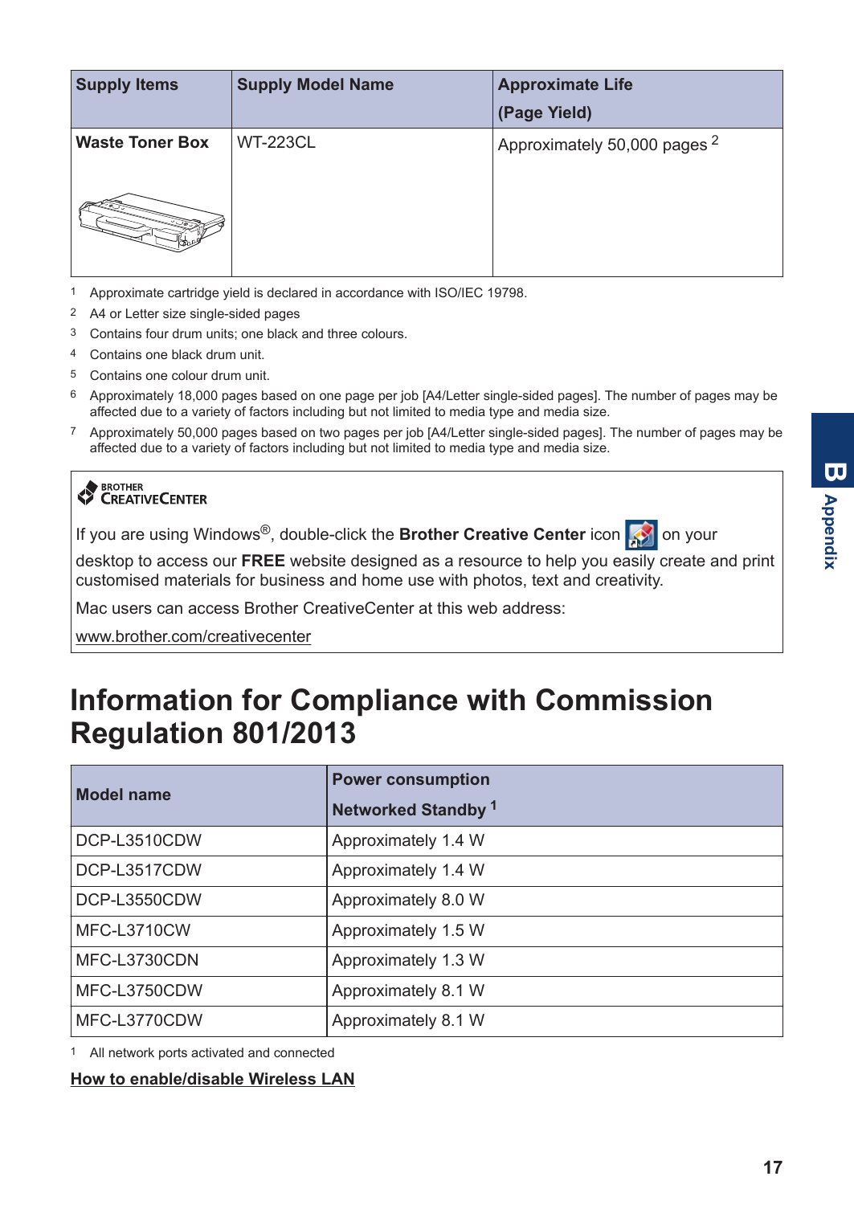| Supply Items | Supply Model Name | Approximate Life (Page Yield) |
|---|---|---|
| **Waste Toner Box** | WT-223CL | Approximately 50,000 pages [2] |

1 Approximate cartridge yield is declared in accordance with ISO/IEC 19798.

2 A4 or Letter size single-sided pages

3 Contains four drum units; one black and three colours.

4 Contains one black drum unit.

5 Contains one colour drum unit.

6 Approximately 18,000 pages based on one page per job [A4/Letter single-sided pages]. The number of pages may be affected due to a variety of factors including but not limited to media type and media size.

7 Approximately 50,000 pages based on two pages per job [A4/Letter single-sided pages]. The number of pages may be affected due to a variety of factors including but not limited to media type and media size.

BROTHER CREATIVECENTER

If you are using Windows®, double-click the **Brother Creative Center** icon on your desktop to access our **FREE** website designed as a resource to help you easily create and print customised materials for business and home use with photos, text and creativity.

Mac users can access Brother CreativeCenter at this web address:

www.brother.com/creativecenter

# Information for Compliance with Commission Regulation 801/2013

| Model name | Power consumption Networked Standby [1] |
|---|---|
| DCP-L3510CDW | Approximately 1.4 W |
| DCP-L3517CDW | Approximately 1.4 W |
| DCP-L3550CDW | Approximately 8.0 W |
| MFC-L3710CW | Approximately 1.5 W |
| MFC-L3730CDN | Approximately 1.3 W |
| MFC-L3750CDW | Approximately 8.1 W |
| MFC-L3770CDW | Approximately 8.1 W |

1 All network ports activated and connected

**How to enable/disable Wireless LAN**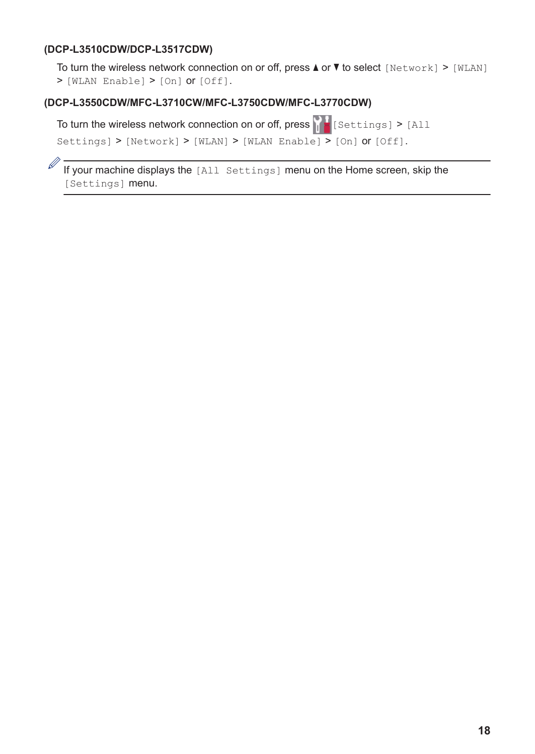**(DCP-L3510CDW/DCP-L3517CDW)**

To turn the wireless network connection on or off, press ▲ or ▼ to select [Network] > [WLAN] > [WLAN Enable] > [On] or [Off].

**(DCP-L3550CDW/MFC-L3710CW/MFC-L3750CDW/MFC-L3770CDW)**

To turn the wireless network connection on or off, press [Settings] > [All Settings] > [Network] > [WLAN] > [WLAN Enable] > [On] or [Off].

> If your machine displays the [All Settings] menu on the Home screen, skip the [Settings] menu.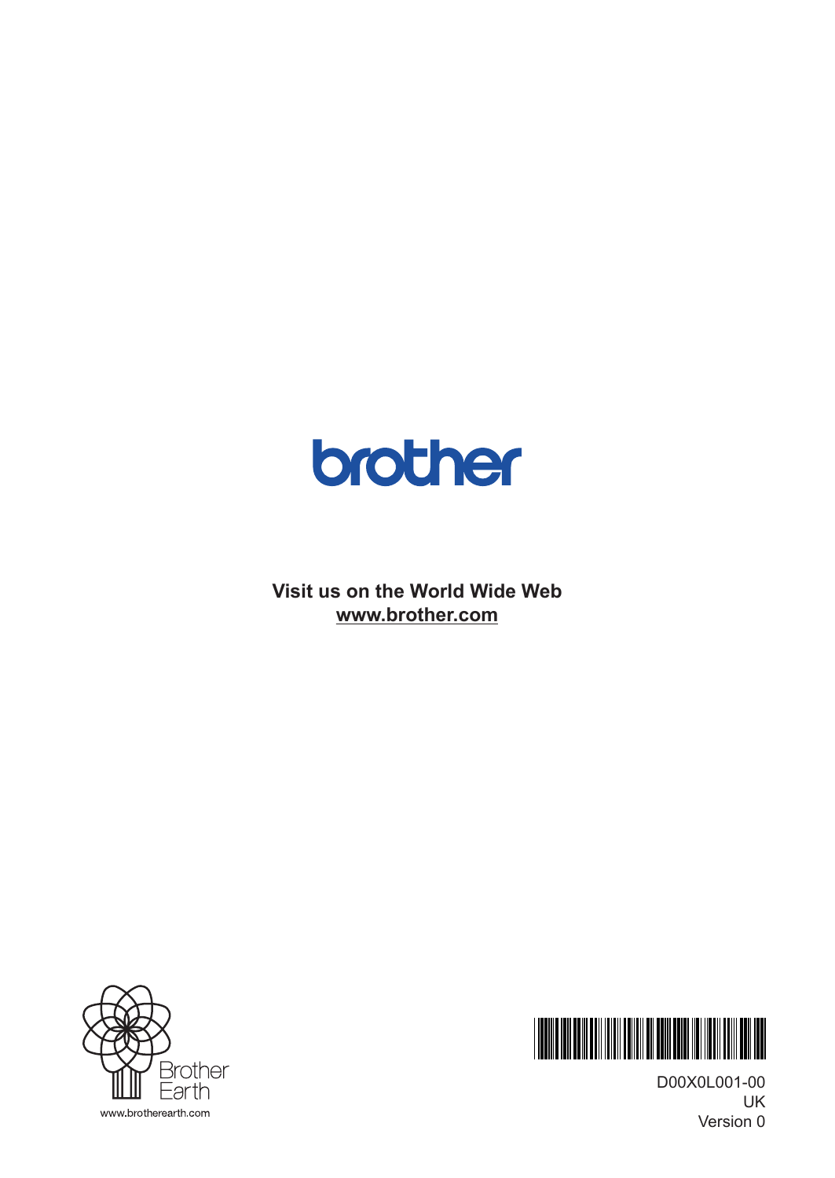brother

**Visit us on the World Wide Web**
**www.brother.com**

Brother Earth
www.brotherearth.com

D00X0L001-00
UK
Version 0